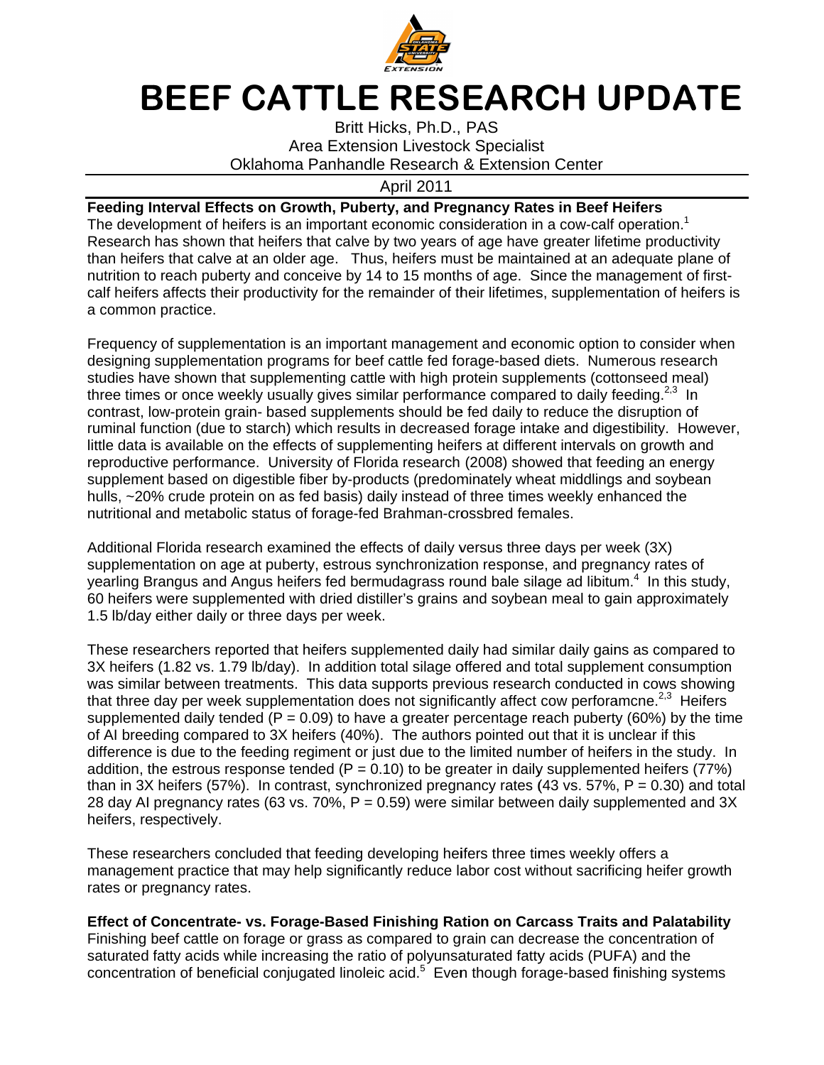# BEEF CATTLE RESEARCH UPDATE

Britt Hicks, Ph.D., PAS
Area Extension Livestock Specialist
Oklahoma Panhandle Research & Extension Center

April 2011

**Feeding Interval Effects on Growth, Puberty, and Pregnancy Rates in Beef Heifers**

The development of heifers is an important economic consideration in a cow-calf operation.[1] Research has shown that heifers that calve by two years of age have greater lifetime productivity than heifers that calve at an older age. Thus, heifers must be maintained at an adequate plane of nutrition to reach puberty and conceive by 14 to 15 months of age. Since the management of first-calf heifers affects their productivity for the remainder of their lifetimes, supplementation of heifers is a common practice.

Frequency of supplementation is an important management and economic option to consider when designing supplementation programs for beef cattle fed forage-based diets. Numerous research studies have shown that supplementing cattle with high protein supplements (cottonseed meal) three times or once weekly usually gives similar performance compared to daily feeding.[2,3] In contrast, low-protein grain- based supplements should be fed daily to reduce the disruption of ruminal function (due to starch) which results in decreased forage intake and digestibility. However, little data is available on the effects of supplementing heifers at different intervals on growth and reproductive performance. University of Florida research (2008) showed that feeding an energy supplement based on digestible fiber by-products (predominately wheat middlings and soybean hulls, ~20% crude protein on as fed basis) daily instead of three times weekly enhanced the nutritional and metabolic status of forage-fed Brahman-crossbred females.

Additional Florida research examined the effects of daily versus three days per week (3X) supplementation on age at puberty, estrous synchronization response, and pregnancy rates of yearling Brangus and Angus heifers fed bermudagrass round bale silage ad libitum.[4] In this study, 60 heifers were supplemented with dried distiller's grains and soybean meal to gain approximately 1.5 lb/day either daily or three days per week.

These researchers reported that heifers supplemented daily had similar daily gains as compared to 3X heifers (1.82 vs. 1.79 lb/day). In addition total silage offered and total supplement consumption was similar between treatments. This data supports previous research conducted in cows showing that three day per week supplementation does not significantly affect cow perforamcne.[2,3] Heifers supplemented daily tended ($P = 0.09$) to have a greater percentage reach puberty (60%) by the time of AI breeding compared to 3X heifers (40%). The authors pointed out that it is unclear if this difference is due to the feeding regiment or just due to the limited number of heifers in the study. In addition, the estrous response tended ($P = 0.10$) to be greater in daily supplemented heifers (77%) than in 3X heifers (57%). In contrast, synchronized pregnancy rates (43 vs. 57%, $P = 0.30$) and total 28 day AI pregnancy rates (63 vs. 70%, $P = 0.59$) were similar between daily supplemented and 3X heifers, respectively.

These researchers concluded that feeding developing heifers three times weekly offers a management practice that may help significantly reduce labor cost without sacrificing heifer growth rates or pregnancy rates.

**Effect of Concentrate- vs. Forage-Based Finishing Ration on Carcass Traits and Palatability**

Finishing beef cattle on forage or grass as compared to grain can decrease the concentration of saturated fatty acids while increasing the ratio of polyunsaturated fatty acids (PUFA) and the concentration of beneficial conjugated linoleic acid.[5] Even though forage-based finishing systems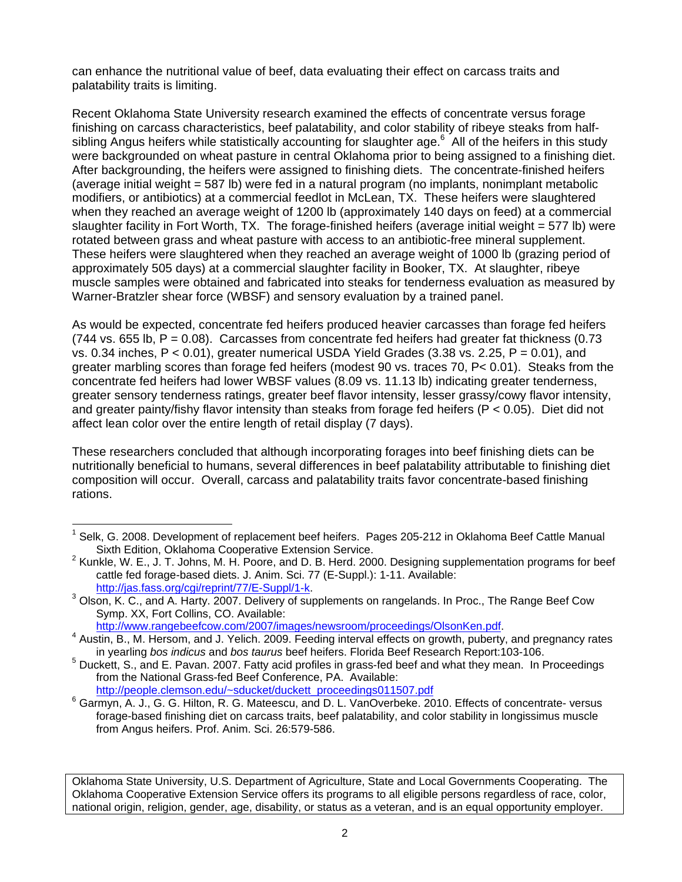can enhance the nutritional value of beef, data evaluating their effect on carcass traits and palatability traits is limiting.

Recent Oklahoma State University research examined the effects of concentrate versus forage finishing on carcass characteristics, beef palatability, and color stability of ribeye steaks from half-sibling Angus heifers while statistically accounting for slaughter age.[6] All of the heifers in this study were backgrounded on wheat pasture in central Oklahoma prior to being assigned to a finishing diet. After backgrounding, the heifers were assigned to finishing diets. The concentrate-finished heifers (average initial weight = 587 lb) were fed in a natural program (no implants, nonimplant metabolic modifiers, or antibiotics) at a commercial feedlot in McLean, TX. These heifers were slaughtered when they reached an average weight of 1200 lb (approximately 140 days on feed) at a commercial slaughter facility in Fort Worth, TX. The forage-finished heifers (average initial weight = 577 lb) were rotated between grass and wheat pasture with access to an antibiotic-free mineral supplement. These heifers were slaughtered when they reached an average weight of 1000 lb (grazing period of approximately 505 days) at a commercial slaughter facility in Booker, TX. At slaughter, ribeye muscle samples were obtained and fabricated into steaks for tenderness evaluation as measured by Warner-Bratzler shear force (WBSF) and sensory evaluation by a trained panel.

As would be expected, concentrate fed heifers produced heavier carcasses than forage fed heifers (744 vs. 655 lb, $P = 0.08$). Carcasses from concentrate fed heifers had greater fat thickness (0.73 vs. 0.34 inches, $P < 0.01$), greater numerical USDA Yield Grades (3.38 vs. 2.25, $P = 0.01$), and greater marbling scores than forage fed heifers (modest 90 vs. traces 70, $P < 0.01$). Steaks from the concentrate fed heifers had lower WBSF values (8.09 vs. 11.13 lb) indicating greater tenderness, greater sensory tenderness ratings, greater beef flavor intensity, lesser grassy/cowy flavor intensity, and greater painty/fishy flavor intensity than steaks from forage fed heifers ($P < 0.05$). Diet did not affect lean color over the entire length of retail display (7 days).

These researchers concluded that although incorporating forages into beef finishing diets can be nutritionally beneficial to humans, several differences in beef palatability attributable to finishing diet composition will occur. Overall, carcass and palatability traits favor concentrate-based finishing rations.

---

[1] Selk, G. 2008. Development of replacement beef heifers. Pages 205-212 in Oklahoma Beef Cattle Manual Sixth Edition, Oklahoma Cooperative Extension Service.

[2] Kunkle, W. E., J. T. Johns, M. H. Poore, and D. B. Herd. 2000. Designing supplementation programs for beef cattle fed forage-based diets. J. Anim. Sci. 77 (E-Suppl.): 1-11. Available: http://jas.fass.org/cgi/reprint/77/E-Suppl/1-k.

[3] Olson, K. C., and A. Harty. 2007. Delivery of supplements on rangelands. In Proc., The Range Beef Cow Symp. XX, Fort Collins, CO. Available: http://www.rangebeefcow.com/2007/images/newsroom/proceedings/OlsonKen.pdf.

[4] Austin, B., M. Hersom, and J. Yelich. 2009. Feeding interval effects on growth, puberty, and pregnancy rates in yearling *bos indicus* and *bos taurus* beef heifers. Florida Beef Research Report:103-106.

[5] Duckett, S., and E. Pavan. 2007. Fatty acid profiles in grass-fed beef and what they mean. In Proceedings from the National Grass-fed Beef Conference, PA. Available: http://people.clemson.edu/~sducket/duckett_proceedings011507.pdf

[6] Garmyn, A. J., G. G. Hilton, R. G. Mateescu, and D. L. VanOverbeke. 2010. Effects of concentrate- versus forage-based finishing diet on carcass traits, beef palatability, and color stability in longissimus muscle from Angus heifers. Prof. Anim. Sci. 26:579-586.

Oklahoma State University, U.S. Department of Agriculture, State and Local Governments Cooperating. The Oklahoma Cooperative Extension Service offers its programs to all eligible persons regardless of race, color, national origin, religion, gender, age, disability, or status as a veteran, and is an equal opportunity employer.